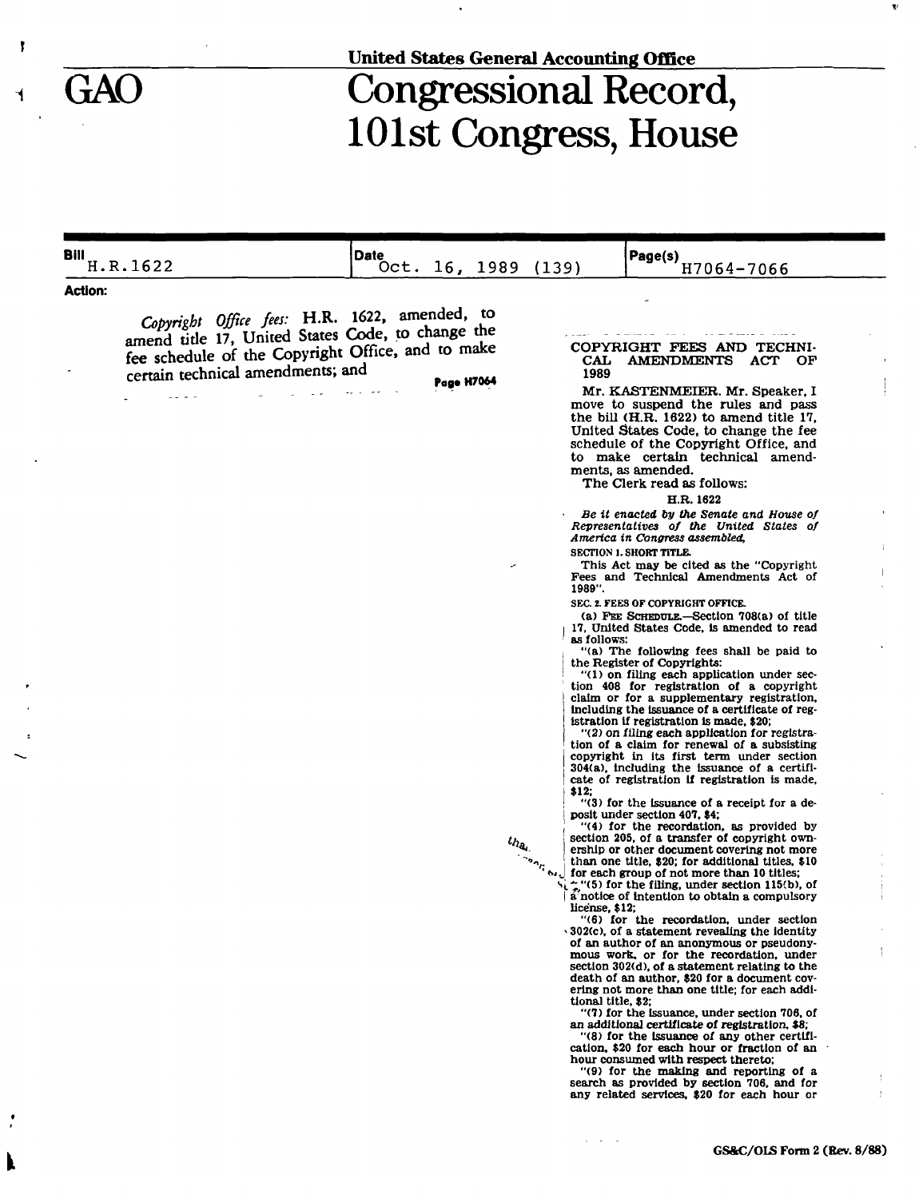United States General Accounting Office

# GAO Congressional Record, 101st Congress, House

| Bill | Date | Page(s) |
|---|---|---|
| H.R.1622 | Oct. 16, 1989 (139) | H7064-7066 |

**Action:**

*Copyright Office fees:* H.R. 1622, amended, to amend title 17, United States Code, to change the fee schedule of the Copyright Office, and to make certain technical amendments; and

Page H7064

COPYRIGHT FEES AND TECHNICAL AMENDMENTS ACT OF 1989

Mr. KASTENMEIER. Mr. Speaker, I move to suspend the rules and pass the bill (H.R. 1622) to amend title 17, United States Code, to change the fee schedule of the Copyright Office, and to make certain technical amendments, as amended.

The Clerk read as follows:

H.R. 1622

*Be it enacted by the Senate and House of Representatives of the United States of America in Congress assembled,*

SECTION 1. SHORT TITLE.

This Act may be cited as the "Copyright Fees and Technical Amendments Act of 1989".

SEC. 2. FEES OF COPYRIGHT OFFICE.

(a) FEE SCHEDULE.—Section 708(a) of title 17, United States Code, is amended to read as follows:

"(a) The following fees shall be paid to the Register of Copyrights:

"(1) on filing each application under section 408 for registration of a copyright claim or for a supplementary registration, including the issuance of a certificate of registration if registration is made, $20;

"(2) on filing each application for registration of a claim for renewal of a subsisting copyright in its first term under section 304(a), including the issuance of a certificate of registration if registration is made, $12;

"(3) for the issuance of a receipt for a deposit under section 407, $4;

"(4) for the recordation, as provided by section 205, of a transfer of copyright ownership or other document covering not more than one title, $20; for additional titles, $10 for each group of not more than 10 titles;

"(5) for the filing, under section 115(b), of a notice of intention to obtain a compulsory license, $12;

"(6) for the recordation, under section 302(c), of a statement revealing the identity of an author of an anonymous or pseudonymous work, or for the recordation, under section 302(d), of a statement relating to the death of an author, $20 for a document covering not more than one title; for each additional title, $2;

"(7) for the issuance, under section 706, of an additional certificate of registration, $8;

"(8) for the issuance of any other certification, $20 for each hour or fraction of an hour consumed with respect thereto;

"(9) for the making and reporting of a search as provided by section 706, and for any related services, $20 for each hour or

GS&C/OLS Form 2 (Rev. 8/88)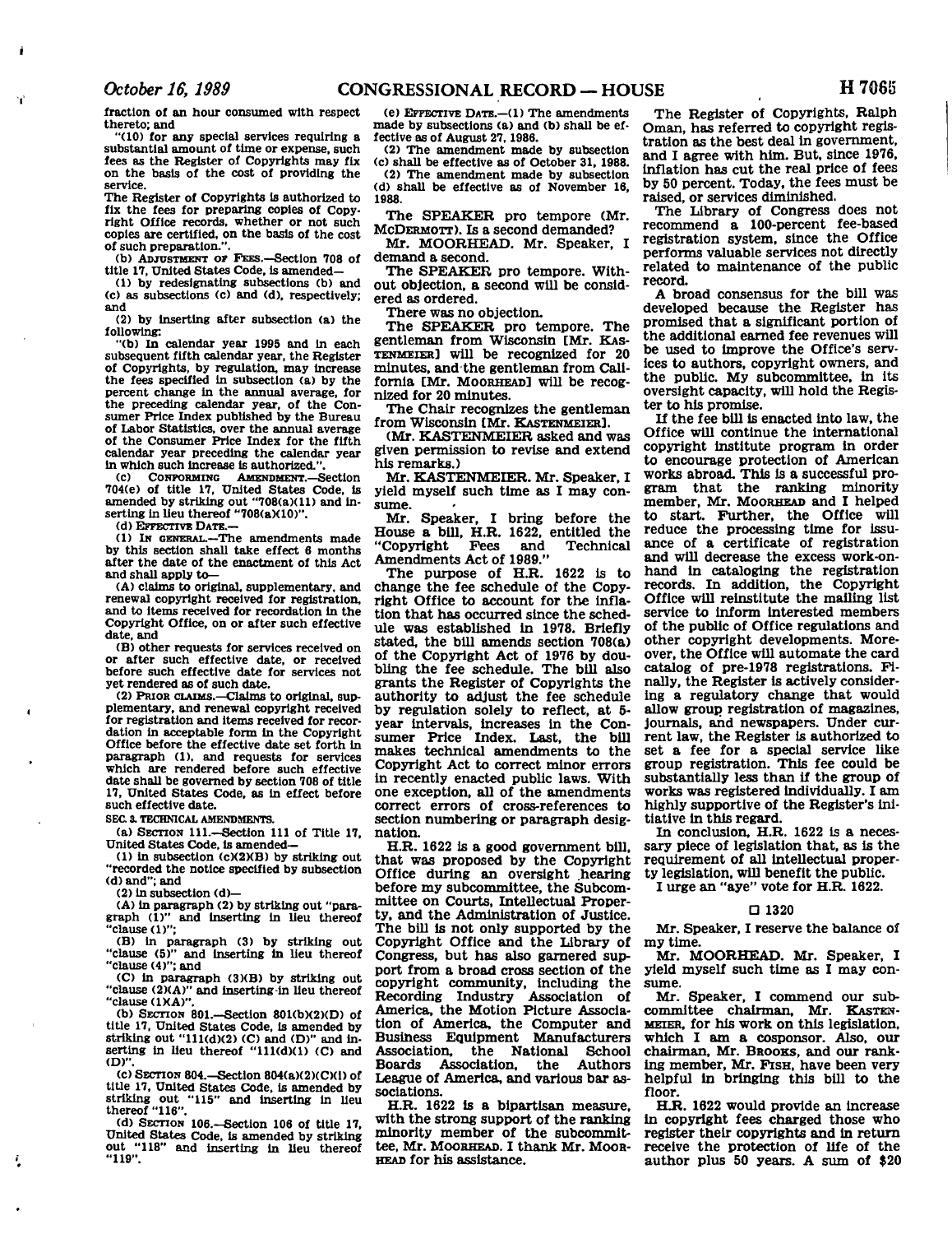fraction of an hour consumed with respect thereto; and

"(10) for any special services requiring a substantial amount of time or expense, such fees as the Register of Copyrights may fix on the basis of the cost of providing the service.

The Register of Copyrights is authorized to fix the fees for preparing copies of Copyright Office records, whether or not such copies are certified, on the basis of the cost of such preparation.".

(b) ADJUSTMENT OF FEES.—Section 708 of title 17, United States Code, is amended—

(1) by redesignating subsections (b) and (c) as subsections (c) and (d), respectively; and

(2) by inserting after subsection (a) the following:

"(b) In calendar year 1995 and in each subsequent fifth calendar year, the Register of Copyrights, by regulation, may increase the fees specified in subsection (a) by the percent change in the annual average, for the preceding calendar year, of the Consumer Price Index published by the Bureau of Labor Statistics, over the annual average of the Consumer Price Index for the fifth calendar year preceding the calendar year in which such increase is authorized.".

(c) CONFORMING AMENDMENT.—Section 704(e) of title 17, United States Code, is amended by striking out "708(a)(11) and inserting in lieu thereof "708(a)(10)".

(d) EFFECTIVE DATE.—

(1) IN GENERAL.—The amendments made by this section shall take effect 6 months after the date of the enactment of this Act and shall apply to—

(A) claims to original, supplementary, and renewal copyright received for registration, and to items received for recordation in the Copyright Office, on or after such effective date, and

(B) other requests for services received on or after such effective date, or received before such effective date for services not yet rendered as of such date.

(2) PRIOR CLAIMS.—Claims to original, supplementary, and renewal copyright received for registration and items received for recordation in acceptable form in the Copyright Office before the effective date set forth in paragraph (1), and requests for services which are rendered before such effective date shall be governed by section 708 of title 17, United States Code, as in effect before such effective date.

SEC. 3. TECHNICAL AMENDMENTS.

(a) SECTION 111.—Section 111 of Title 17, United States Code, is amended—

(1) in subsection (c)(2)(B) by striking out "recorded the notice specified by subsection (d) and"; and

(2) in subsection (d)—

(A) in paragraph (2) by striking out "paragraph (1)" and inserting in lieu thereof "clause (1)";

(B) in paragraph (3) by striking out "clause (5)" and inserting in lieu thereof "clause (4)"; and

(C) in paragraph (3)(B) by striking out "clause (2)(A)" and inserting in lieu thereof "clause (1)(A)".

(b) SECTION 801.—Section 801(b)(2)(D) of title 17, United States Code, is amended by striking out "111(d)(2) (C) and (D)" and inserting in lieu thereof "111(d)(1) (C) and (D)".

(c) SECTION 804.—Section 804(a)(2)(C)(i) of title 17, United States Code, is amended by striking out "115" and inserting in lieu thereof "116".

(d) SECTION 106.—Section 106 of title 17, United States Code, is amended by striking out "118" and inserting in lieu thereof "119".

(e) EFFECTIVE DATE.—(1) The amendments made by subsections (a) and (b) shall be effective as of August 27, 1986.

(2) The amendment made by subsection (c) shall be effective as of October 31, 1988.

(2) The amendment made by subsection (d) shall be effective as of November 16, 1988.

The SPEAKER pro tempore (Mr. McDERMOTT). Is a second demanded?

Mr. MOORHEAD. Mr. Speaker, I demand a second.

The SPEAKER pro tempore. Without objection, a second will be considered as ordered.

There was no objection.

The SPEAKER pro tempore. The gentleman from Wisconsin [Mr. KASTENMEIER] will be recognized for 20 minutes, and the gentleman from California [Mr. MOORHEAD] will be recognized for 20 minutes.

The Chair recognizes the gentleman from Wisconsin [Mr. KASTENMEIER].

(Mr. KASTENMEIER asked and was given permission to revise and extend his remarks.)

Mr. KASTENMEIER. Mr. Speaker, I yield myself such time as I may consume.

Mr. Speaker, I bring before the House a bill, H.R. 1622, entitled the "Copyright Fees and Technical Amendments Act of 1989."

The purpose of H.R. 1622 is to change the fee schedule of the Copyright Office to account for the inflation that has occurred since the schedule was established in 1978. Briefly stated, the bill amends section 708(a) of the Copyright Act of 1976 by doubling the fee schedule. The bill also grants the Register of Copyrights the authority to adjust the fee schedule by regulation solely to reflect, at 5-year intervals, increases in the Consumer Price Index. Last, the bill makes technical amendments to the Copyright Act to correct minor errors in recently enacted public laws. With one exception, all of the amendments correct errors of cross-references to section numbering or paragraph designation.

H.R. 1622 is a good government bill, that was proposed by the Copyright Office during an oversight hearing before my subcommittee, the Subcommittee on Courts, Intellectual Property, and the Administration of Justice. The bill is not only supported by the Copyright Office and the Library of Congress, but has also garnered support from a broad cross section of the copyright community, including the Recording Industry Association of America, the Motion Picture Association of America, the Computer and Business Equipment Manufacturers Association, the National School Boards Association, the Authors League of America, and various bar associations.

H.R. 1622 is a bipartisan measure, with the strong support of the ranking minority member of the subcommittee, Mr. MOORHEAD. I thank Mr. MOORHEAD for his assistance.

The Register of Copyrights, Ralph Oman, has referred to copyright registration as the best deal in government, and I agree with him. But, since 1976, inflation has cut the real price of fees by 50 percent. Today, the fees must be raised, or services diminished.

The Library of Congress does not recommend a 100-percent fee-based registration system, since the Office performs valuable services not directly related to maintenance of the public record.

A broad consensus for the bill was developed because the Register has promised that a significant portion of the additional earned fee revenues will be used to improve the Office's services to authors, copyright owners, and the public. My subcommittee, in its oversight capacity, will hold the Register to his promise.

If the fee bill is enacted into law, the Office will continue the international copyright institute program in order to encourage protection of American works abroad. This is a successful program that the ranking minority member, Mr. MOORHEAD and I helped to start. Further, the Office will reduce the processing time for issuance of a certificate of registration and will decrease the excess work-on-hand in cataloging the registration records. In addition, the Copyright Office will reinstitute the mailing list service to inform interested members of the public of Office regulations and other copyright developments. Moreover, the Office will automate the card catalog of pre-1978 registrations. Finally, the Register is actively considering a regulatory change that would allow group registration of magazines, journals, and newspapers. Under current law, the Register is authorized to set a fee for a special service like group registration. This fee could be substantially less than if the group of works was registered individually. I am highly supportive of the Register's initiative in this regard.

In conclusion, H.R. 1622 is a necessary piece of legislation that, as is the requirement of all intellectual property legislation, will benefit the public.

I urge an "aye" vote for H.R. 1622.

☐ 1320

Mr. Speaker, I reserve the balance of my time.

Mr. MOORHEAD. Mr. Speaker, I yield myself such time as I may consume.

Mr. Speaker, I commend our subcommittee chairman, Mr. KASTENMEIER, for his work on this legislation, which I am a cosponsor. Also, our chairman, Mr. BROOKS, and our ranking member, Mr. FISH, have been very helpful in bringing this bill to the floor.

H.R. 1622 would provide an increase in copyright fees charged those who register their copyrights and in return receive the protection of life of the author plus 50 years. A sum of $20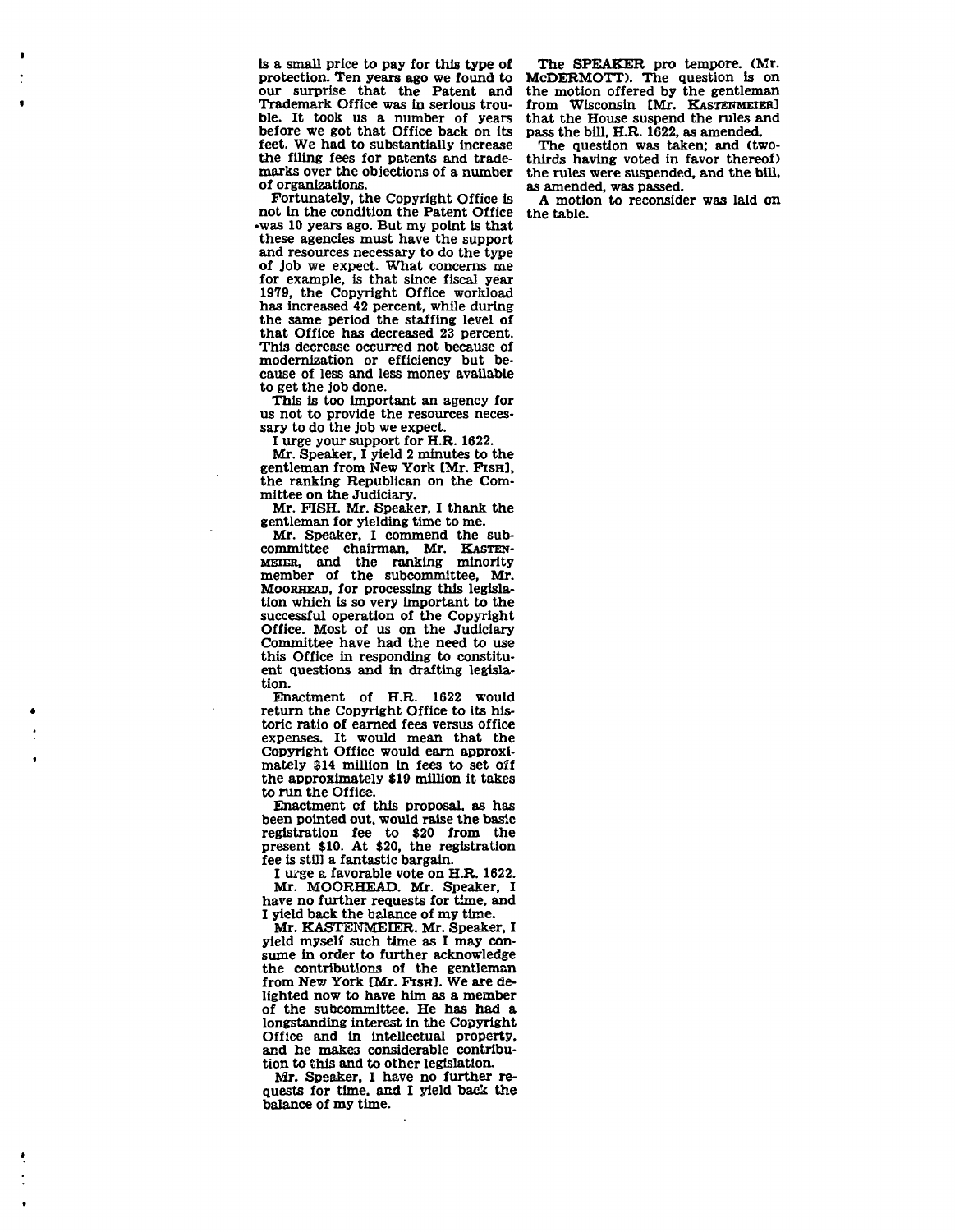is a small price to pay for this type of protection. Ten years ago we found to our surprise that the Patent and Trademark Office was in serious trouble. It took us a number of years before we got that Office back on its feet. We had to substantially increase the filing fees for patents and trademarks over the objections of a number of organizations.

Fortunately, the Copyright Office is not in the condition the Patent Office was 10 years ago. But my point is that these agencies must have the support and resources necessary to do the type of job we expect. What concerns me for example, is that since fiscal year 1979, the Copyright Office workload has increased 42 percent, while during the same period the staffing level of that Office has decreased 23 percent. This decrease occurred not because of modernization or efficiency but because of less and less money available to get the job done.

This is too important an agency for us not to provide the resources necessary to do the job we expect.

I urge your support for H.R. 1622.

Mr. Speaker, I yield 2 minutes to the gentleman from New York [Mr. FISH], the ranking Republican on the Committee on the Judiciary.

Mr. FISH. Mr. Speaker, I thank the gentleman for yielding time to me.

Mr. Speaker, I commend the subcommittee chairman, Mr. KASTENMEIER, and the ranking minority member of the subcommittee, Mr. MOORHEAD, for processing this legislation which is so very important to the successful operation of the Copyright Office. Most of us on the Judiciary Committee have had the need to use this Office in responding to constituent questions and in drafting legislation.

Enactment of H.R. 1622 would return the Copyright Office to its historic ratio of earned fees versus office expenses. It would mean that the Copyright Office would earn approximately $14 million in fees to set off the approximately $19 million it takes to run the Office.

Enactment of this proposal, as has been pointed out, would raise the basic registration fee to $20 from the present $10. At $20, the registration fee is still a fantastic bargain.

I urge a favorable vote on H.R. 1622.

Mr. MOORHEAD. Mr. Speaker, I have no further requests for time, and I yield back the balance of my time.

Mr. KASTENMEIER. Mr. Speaker, I yield myself such time as I may consume in order to further acknowledge the contributions of the gentleman from New York [Mr. FISH]. We are delighted now to have him as a member of the subcommittee. He has had a longstanding interest in the Copyright Office and in intellectual property, and he makes considerable contribution to this and to other legislation.

Mr. Speaker, I have no further requests for time, and I yield back the balance of my time.

The SPEAKER pro tempore. (Mr. McDERMOTT). The question is on the motion offered by the gentleman from Wisconsin [Mr. KASTENMEIER] that the House suspend the rules and pass the bill, H.R. 1622, as amended.

The question was taken; and (two-thirds having voted in favor thereof) the rules were suspended, and the bill, as amended, was passed.

A motion to reconsider was laid on the table.